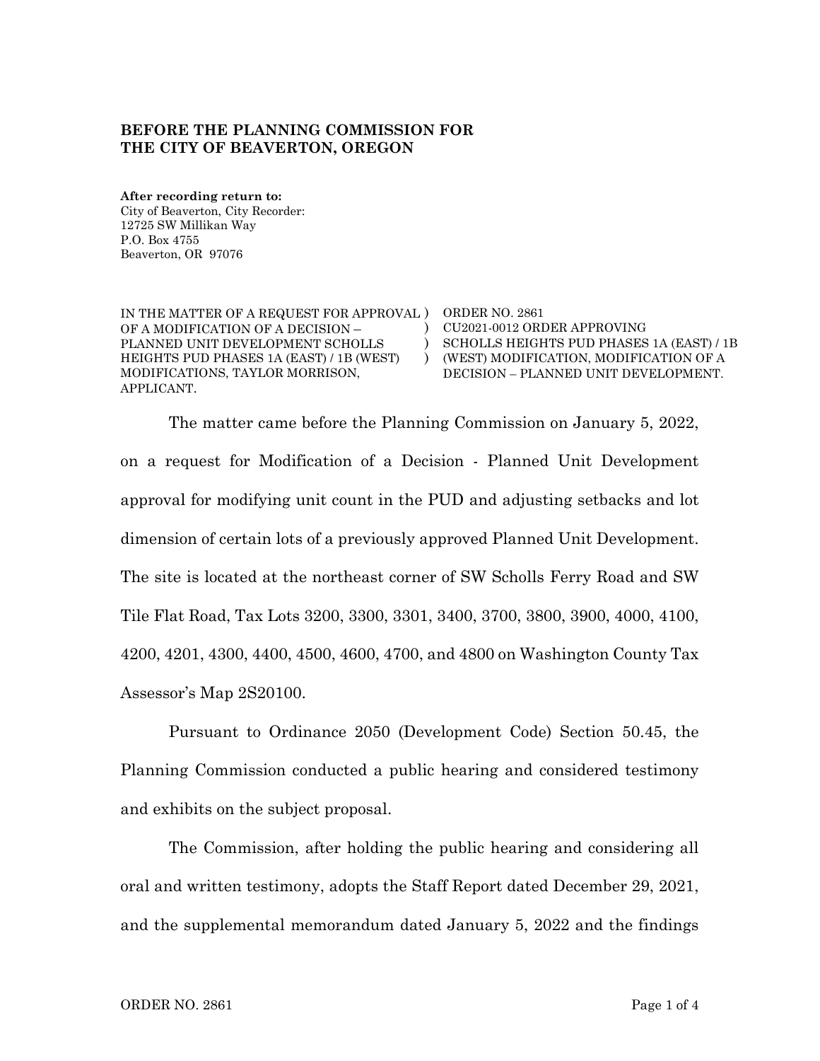**BEFORE THE PLANNING COMMISSION FOR THE CITY OF BEAVERTON, OREGON**

**After recording return to:**
City of Beaverton, City Recorder:
12725 SW Millikan Way
P.O. Box 4755
Beaverton, OR 97076

| | |
|---|---|
| IN THE MATTER OF A REQUEST FOR APPROVAL OF A MODIFICATION OF A DECISION – PLANNED UNIT DEVELOPMENT SCHOLLS HEIGHTS PUD PHASES 1A (EAST) / 1B (WEST) MODIFICATIONS, TAYLOR MORRISON, APPLICANT. | ORDER NO. 2861 CU2021-0012 ORDER APPROVING SCHOLLS HEIGHTS PUD PHASES 1A (EAST) / 1B (WEST) MODIFICATION, MODIFICATION OF A DECISION – PLANNED UNIT DEVELOPMENT. |

The matter came before the Planning Commission on January 5, 2022, on a request for Modification of a Decision - Planned Unit Development approval for modifying unit count in the PUD and adjusting setbacks and lot dimension of certain lots of a previously approved Planned Unit Development. The site is located at the northeast corner of SW Scholls Ferry Road and SW Tile Flat Road, Tax Lots 3200, 3300, 3301, 3400, 3700, 3800, 3900, 4000, 4100, 4200, 4201, 4300, 4400, 4500, 4600, 4700, and 4800 on Washington County Tax Assessor's Map 2S20100.

Pursuant to Ordinance 2050 (Development Code) Section 50.45, the Planning Commission conducted a public hearing and considered testimony and exhibits on the subject proposal.

The Commission, after holding the public hearing and considering all oral and written testimony, adopts the Staff Report dated December 29, 2021, and the supplemental memorandum dated January 5, 2022 and the findings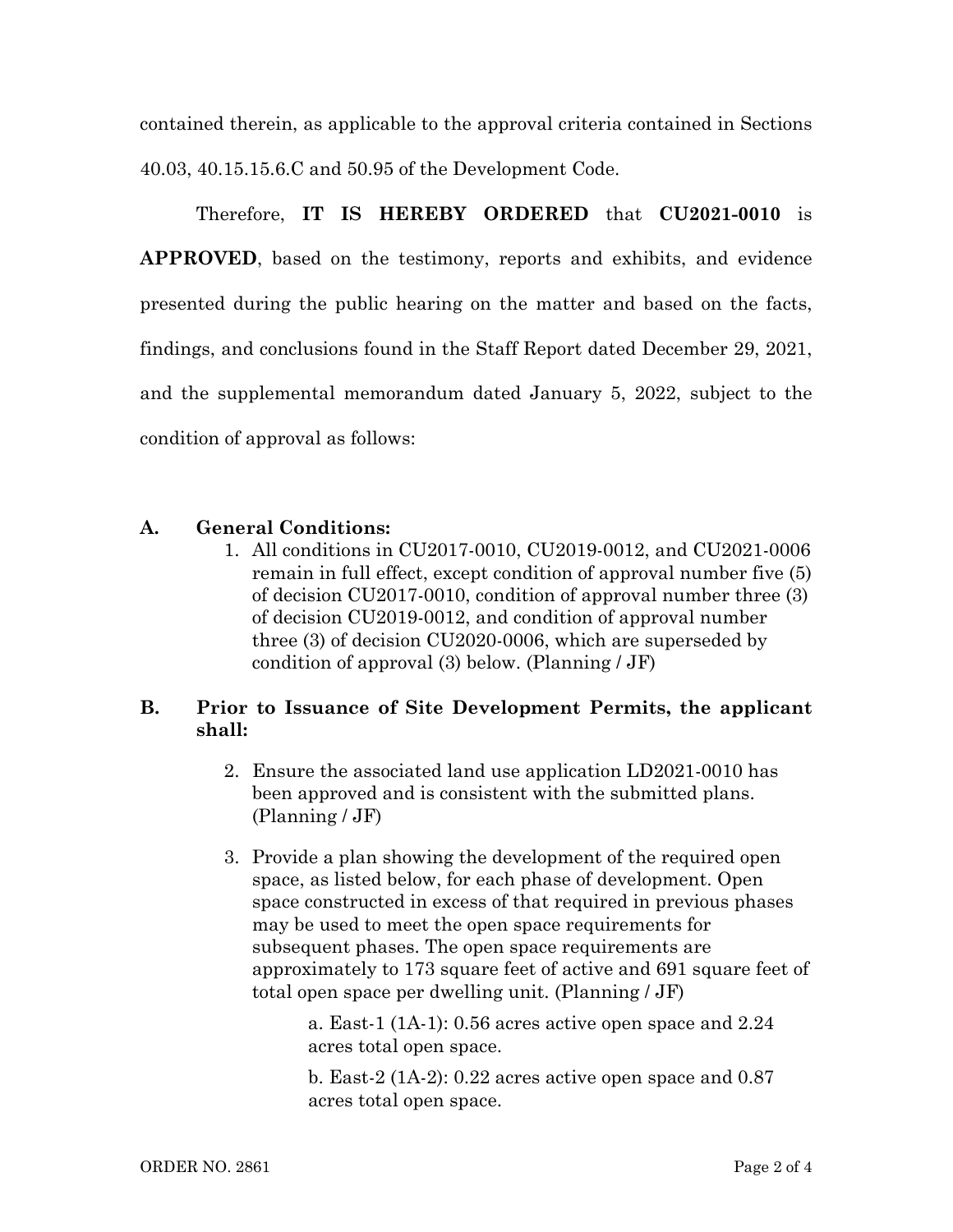contained therein, as applicable to the approval criteria contained in Sections 40.03, 40.15.15.6.C and 50.95 of the Development Code.

Therefore, **IT IS HEREBY ORDERED** that **CU2021-0010** is **APPROVED**, based on the testimony, reports and exhibits, and evidence presented during the public hearing on the matter and based on the facts, findings, and conclusions found in the Staff Report dated December 29, 2021, and the supplemental memorandum dated January 5, 2022, subject to the condition of approval as follows:

**A. General Conditions:**

1. All conditions in CU2017-0010, CU2019-0012, and CU2021-0006 remain in full effect, except condition of approval number five (5) of decision CU2017-0010, condition of approval number three (3) of decision CU2019-0012, and condition of approval number three (3) of decision CU2020-0006, which are superseded by condition of approval (3) below. (Planning / JF)

**B. Prior to Issuance of Site Development Permits, the applicant shall:**

2. Ensure the associated land use application LD2021-0010 has been approved and is consistent with the submitted plans. (Planning / JF)

3. Provide a plan showing the development of the required open space, as listed below, for each phase of development. Open space constructed in excess of that required in previous phases may be used to meet the open space requirements for subsequent phases. The open space requirements are approximately to 173 square feet of active and 691 square feet of total open space per dwelling unit. (Planning / JF)

    a. East-1 (1A-1): 0.56 acres active open space and 2.24 acres total open space.

    b. East-2 (1A-2): 0.22 acres active open space and 0.87 acres total open space.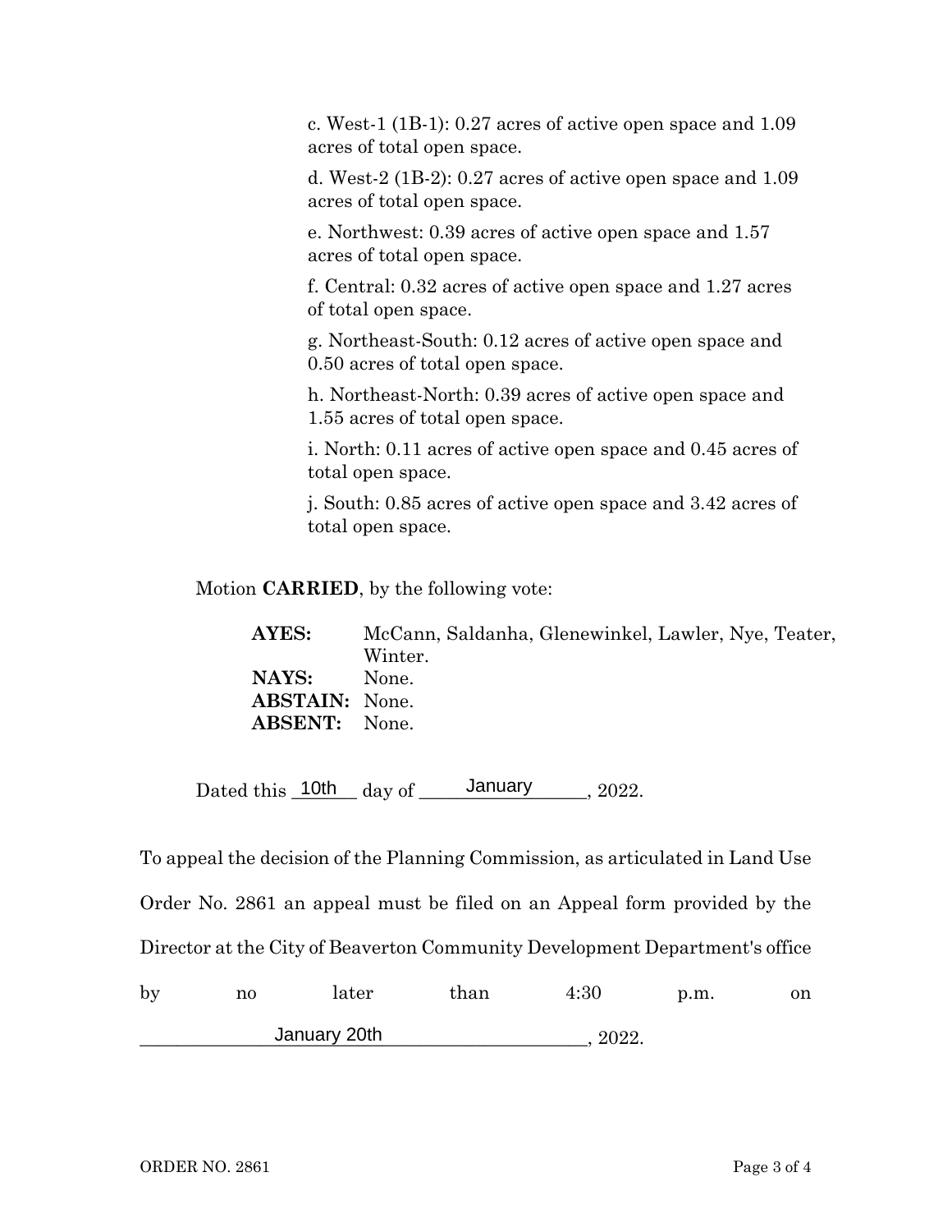c. West-1 (1B-1): 0.27 acres of active open space and 1.09 acres of total open space.

d. West-2 (1B-2): 0.27 acres of active open space and 1.09 acres of total open space.

e. Northwest: 0.39 acres of active open space and 1.57 acres of total open space.

f. Central: 0.32 acres of active open space and 1.27 acres of total open space.

g. Northeast-South: 0.12 acres of active open space and 0.50 acres of total open space.

h. Northeast-North: 0.39 acres of active open space and 1.55 acres of total open space.

i. North: 0.11 acres of active open space and 0.45 acres of total open space.

j. South: 0.85 acres of active open space and 3.42 acres of total open space.

Motion **CARRIED**, by the following vote:

**AYES:** McCann, Saldanha, Glenewinkel, Lawler, Nye, Teater, Winter.
**NAYS:** None.
**ABSTAIN:** None.
**ABSENT:** None.

Dated this 10th day of January, 2022.

To appeal the decision of the Planning Commission, as articulated in Land Use Order No. 2861 an appeal must be filed on an Appeal form provided by the Director at the City of Beaverton Community Development Department's office by no later than 4:30 p.m. on January 20th, 2022.

ORDER NO. 2861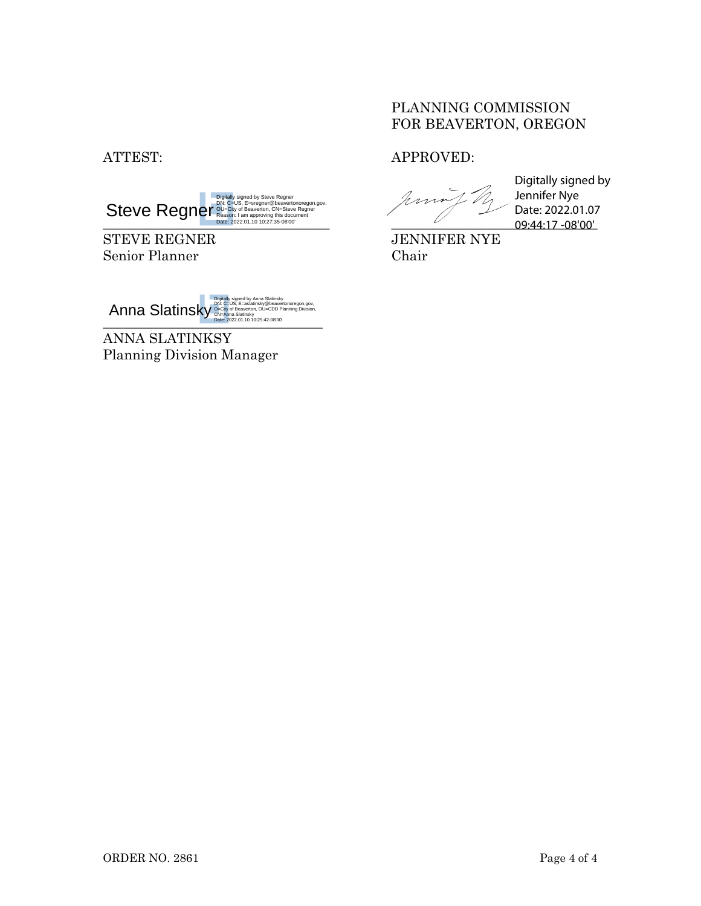PLANNING COMMISSION
FOR BEAVERTON, OREGON

ATTEST:

Steve Regner

Digitally signed by Steve Regner
DN: C=US, E=sregner@beavertonoregon.gov, OU=City of Beaverton, CN=Steve Regner
Reason: I am approving this document
Date: 2022.01.10 10:27:35-08'00'

STEVE REGNER
Senior Planner

Anna Slatinsky

Digitally signed by Anna Slatinsky
DN: C=US, E=aslatinsky@beavertonoregon.gov, O=City of Beaverton, OU=CDD Planning Division, CN=Anna Slatinsky
Date: 2022.01.10 10:25:42-08'00'

ANNA SLATINKSY
Planning Division Manager

APPROVED:

Digitally signed by Jennifer Nye
Date: 2022.01.07 09:44:17 -08'00'

JENNIFER NYE
Chair

ORDER NO. 2861